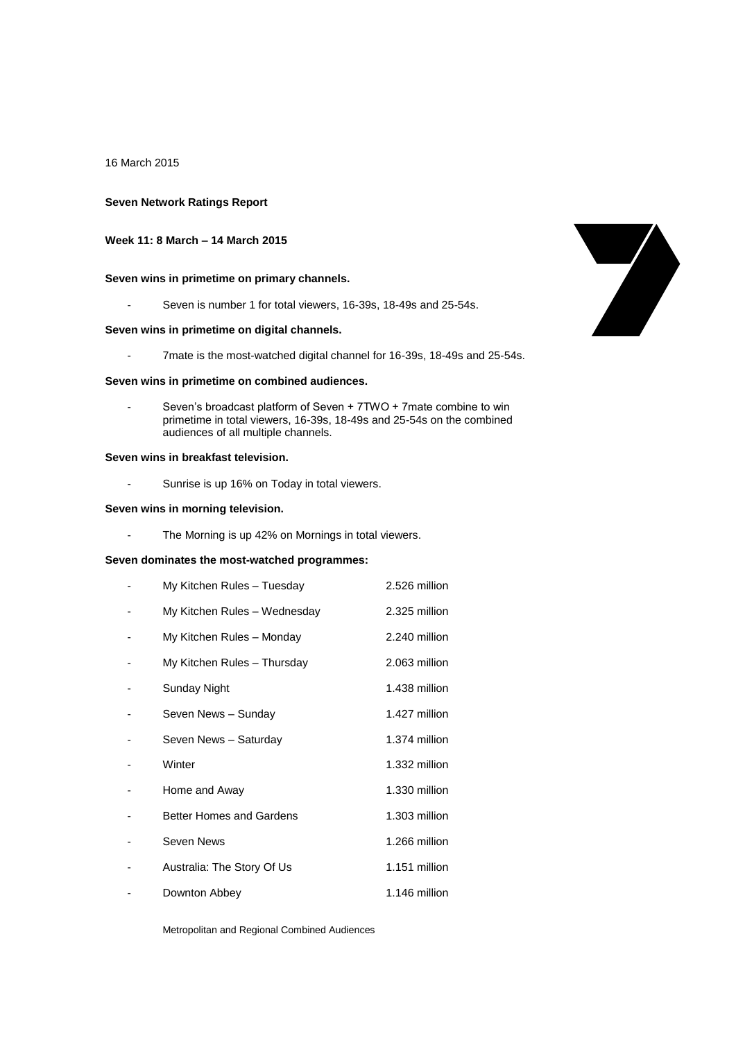16 March 2015

**Seven Network Ratings Report**

**Week 11: 8 March – 14 March 2015**

**Seven wins in primetime on primary channels.**

- Seven is number 1 for total viewers, 16-39s, 18-49s and 25-54s.

**Seven wins in primetime on digital channels.**

- 7mate is the most-watched digital channel for 16-39s, 18-49s and 25-54s.

**Seven wins in primetime on combined audiences.**

- Seven's broadcast platform of Seven + 7TWO + 7mate combine to win primetime in total viewers, 16-39s, 18-49s and 25-54s on the combined audiences of all multiple channels.

**Seven wins in breakfast television.**

- Sunrise is up 16% on Today in total viewers.

**Seven wins in morning television.**

- The Morning is up 42% on Mornings in total viewers.

**Seven dominates the most-watched programmes:**

| | |
|---|---|
| My Kitchen Rules – Tuesday | 2.526 million |
| My Kitchen Rules – Wednesday | 2.325 million |
| My Kitchen Rules – Monday | 2.240 million |
| My Kitchen Rules – Thursday | 2.063 million |
| Sunday Night | 1.438 million |
| Seven News – Sunday | 1.427 million |
| Seven News – Saturday | 1.374 million |
| Winter | 1.332 million |
| Home and Away | 1.330 million |
| Better Homes and Gardens | 1.303 million |
| Seven News | 1.266 million |
| Australia: The Story Of Us | 1.151 million |
| Downton Abbey | 1.146 million |

Metropolitan and Regional Combined Audiences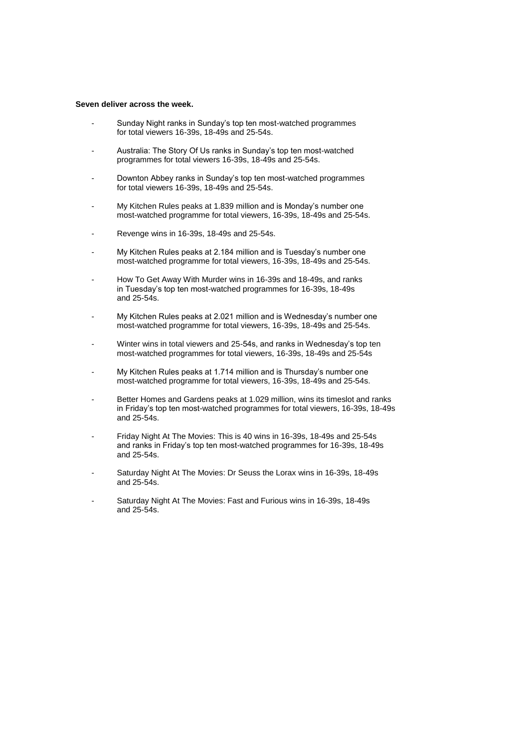**Seven deliver across the week.**

- Sunday Night ranks in Sunday's top ten most-watched programmes for total viewers 16-39s, 18-49s and 25-54s.
- Australia: The Story Of Us ranks in Sunday's top ten most-watched programmes for total viewers 16-39s, 18-49s and 25-54s.
- Downton Abbey ranks in Sunday's top ten most-watched programmes for total viewers 16-39s, 18-49s and 25-54s.
- My Kitchen Rules peaks at 1.839 million and is Monday's number one most-watched programme for total viewers, 16-39s, 18-49s and 25-54s.
- Revenge wins in 16-39s, 18-49s and 25-54s.
- My Kitchen Rules peaks at 2.184 million and is Tuesday's number one most-watched programme for total viewers, 16-39s, 18-49s and 25-54s.
- How To Get Away With Murder wins in 16-39s and 18-49s, and ranks in Tuesday's top ten most-watched programmes for 16-39s, 18-49s and 25-54s.
- My Kitchen Rules peaks at 2.021 million and is Wednesday's number one most-watched programme for total viewers, 16-39s, 18-49s and 25-54s.
- Winter wins in total viewers and 25-54s, and ranks in Wednesday's top ten most-watched programmes for total viewers, 16-39s, 18-49s and 25-54s
- My Kitchen Rules peaks at 1.714 million and is Thursday's number one most-watched programme for total viewers, 16-39s, 18-49s and 25-54s.
- Better Homes and Gardens peaks at 1.029 million, wins its timeslot and ranks in Friday's top ten most-watched programmes for total viewers, 16-39s, 18-49s and 25-54s.
- Friday Night At The Movies: This is 40 wins in 16-39s, 18-49s and 25-54s and ranks in Friday's top ten most-watched programmes for 16-39s, 18-49s and 25-54s.
- Saturday Night At The Movies: Dr Seuss the Lorax wins in 16-39s, 18-49s and 25-54s.
- Saturday Night At The Movies: Fast and Furious wins in 16-39s, 18-49s and 25-54s.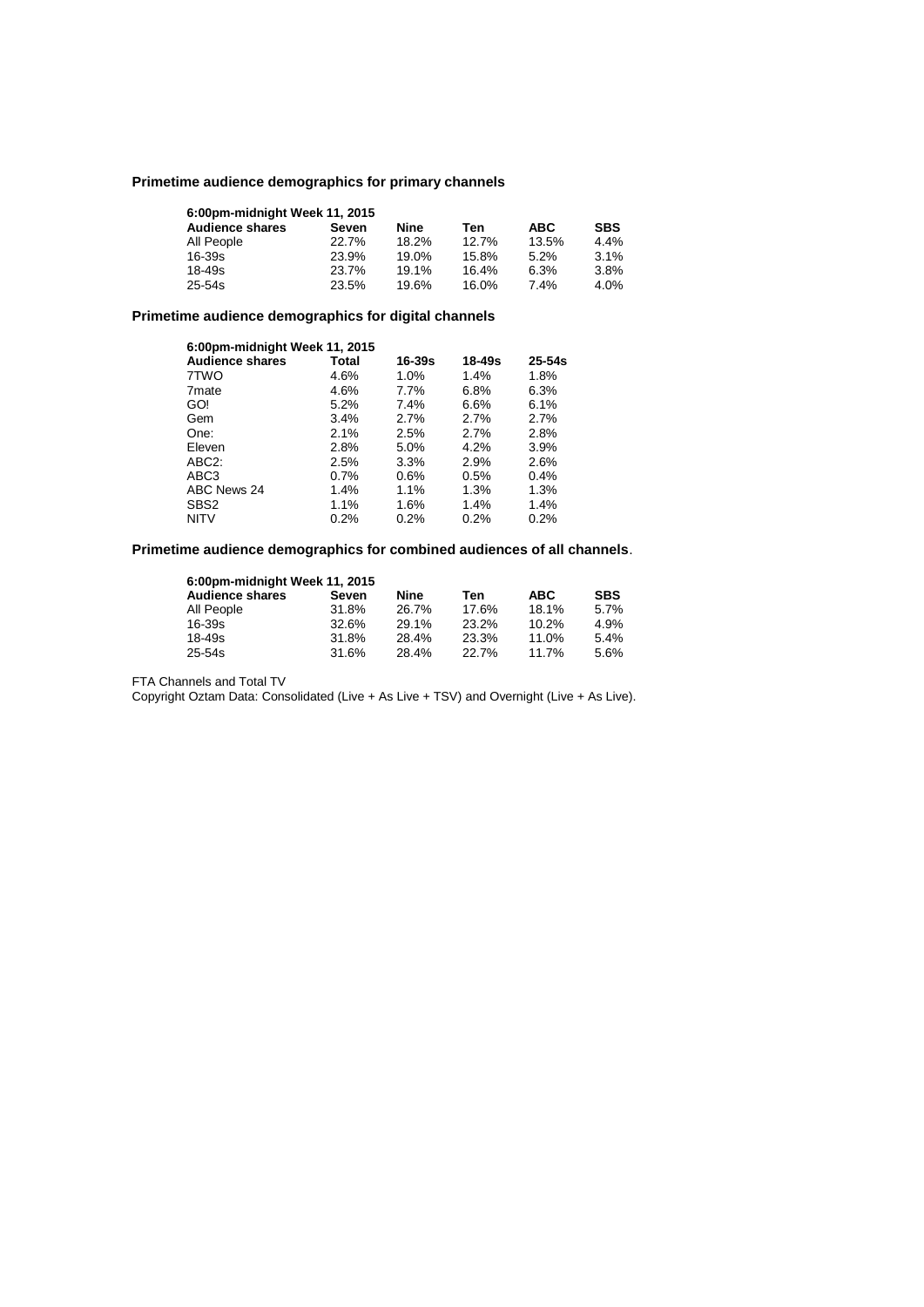**Primetime audience demographics for primary channels**

| 6:00pm-midnight Week 11, 2015 | | | | | |
|---|---|---|---|---|---|
| **Audience shares** | **Seven** | **Nine** | **Ten** | **ABC** | **SBS** |
| All People | 22.7% | 18.2% | 12.7% | 13.5% | 4.4% |
| 16-39s | 23.9% | 19.0% | 15.8% | 5.2% | 3.1% |
| 18-49s | 23.7% | 19.1% | 16.4% | 6.3% | 3.8% |
| 25-54s | 23.5% | 19.6% | 16.0% | 7.4% | 4.0% |

**Primetime audience demographics for digital channels**

| 6:00pm-midnight Week 11, 2015 | | | | |
|---|---|---|---|---|
| **Audience shares** | **Total** | **16-39s** | **18-49s** | **25-54s** |
| 7TWO | 4.6% | 1.0% | 1.4% | 1.8% |
| 7mate | 4.6% | 7.7% | 6.8% | 6.3% |
| GO! | 5.2% | 7.4% | 6.6% | 6.1% |
| Gem | 3.4% | 2.7% | 2.7% | 2.7% |
| One: | 2.1% | 2.5% | 2.7% | 2.8% |
| Eleven | 2.8% | 5.0% | 4.2% | 3.9% |
| ABC2: | 2.5% | 3.3% | 2.9% | 2.6% |
| ABC3 | 0.7% | 0.6% | 0.5% | 0.4% |
| ABC News 24 | 1.4% | 1.1% | 1.3% | 1.3% |
| SBS2 | 1.1% | 1.6% | 1.4% | 1.4% |
| NITV | 0.2% | 0.2% | 0.2% | 0.2% |

**Primetime audience demographics for combined audiences of all channels**.

| 6:00pm-midnight Week 11, 2015 | | | | | |
|---|---|---|---|---|---|
| **Audience shares** | **Seven** | **Nine** | **Ten** | **ABC** | **SBS** |
| All People | 31.8% | 26.7% | 17.6% | 18.1% | 5.7% |
| 16-39s | 32.6% | 29.1% | 23.2% | 10.2% | 4.9% |
| 18-49s | 31.8% | 28.4% | 23.3% | 11.0% | 5.4% |
| 25-54s | 31.6% | 28.4% | 22.7% | 11.7% | 5.6% |

FTA Channels and Total TV

Copyright Oztam Data: Consolidated (Live + As Live + TSV) and Overnight (Live + As Live).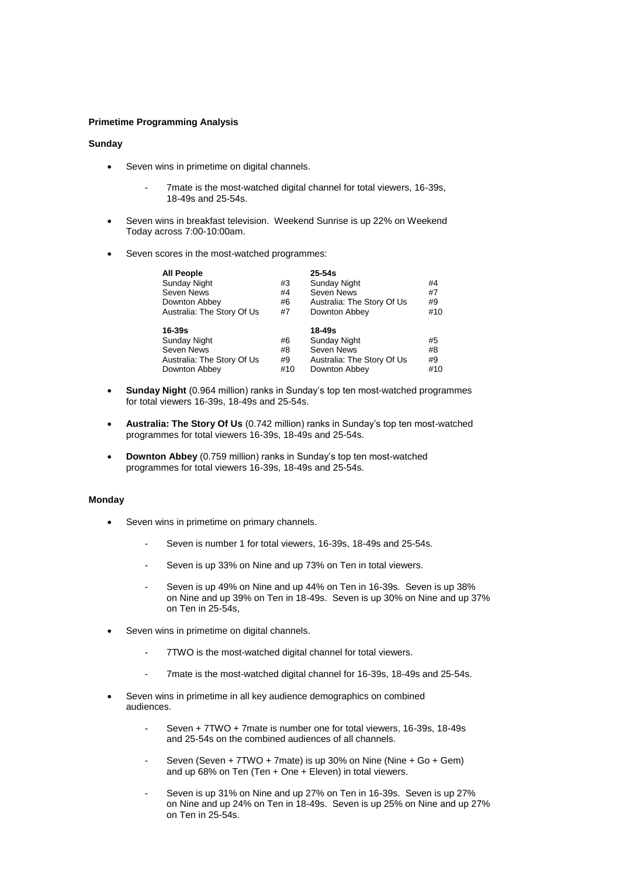**Primetime Programming Analysis**

**Sunday**

- Seven wins in primetime on digital channels.
  - 7mate is the most-watched digital channel for total viewers, 16-39s, 18-49s and 25-54s.
- Seven wins in breakfast television. Weekend Sunrise is up 22% on Weekend Today across 7:00-10:00am.
- Seven scores in the most-watched programmes:

| All People | | 25-54s | |
|---|---|---|---|
| Sunday Night | #3 | Sunday Night | #4 |
| Seven News | #4 | Seven News | #7 |
| Downton Abbey | #6 | Australia: The Story Of Us | #9 |
| Australia: The Story Of Us | #7 | Downton Abbey | #10 |
| **16-39s** | | **18-49s** | |
| Sunday Night | #6 | Sunday Night | #5 |
| Seven News | #8 | Seven News | #8 |
| Australia: The Story Of Us | #9 | Australia: The Story Of Us | #9 |
| Downton Abbey | #10 | Downton Abbey | #10 |

- **Sunday Night** (0.964 million) ranks in Sunday's top ten most-watched programmes for total viewers 16-39s, 18-49s and 25-54s.
- **Australia: The Story Of Us** (0.742 million) ranks in Sunday's top ten most-watched programmes for total viewers 16-39s, 18-49s and 25-54s.
- **Downton Abbey** (0.759 million) ranks in Sunday's top ten most-watched programmes for total viewers 16-39s, 18-49s and 25-54s.

**Monday**

- Seven wins in primetime on primary channels.
  - Seven is number 1 for total viewers, 16-39s, 18-49s and 25-54s.
  - Seven is up 33% on Nine and up 73% on Ten in total viewers.
  - Seven is up 49% on Nine and up 44% on Ten in 16-39s. Seven is up 38% on Nine and up 39% on Ten in 18-49s. Seven is up 30% on Nine and up 37% on Ten in 25-54s,
- Seven wins in primetime on digital channels.
  - 7TWO is the most-watched digital channel for total viewers.
  - 7mate is the most-watched digital channel for 16-39s, 18-49s and 25-54s.
- Seven wins in primetime in all key audience demographics on combined audiences.
  - Seven + 7TWO + 7mate is number one for total viewers, 16-39s, 18-49s and 25-54s on the combined audiences of all channels.
  - Seven (Seven + 7TWO + 7mate) is up 30% on Nine (Nine + Go + Gem) and up 68% on Ten (Ten + One + Eleven) in total viewers.
  - Seven is up 31% on Nine and up 27% on Ten in 16-39s. Seven is up 27% on Nine and up 24% on Ten in 18-49s. Seven is up 25% on Nine and up 27% on Ten in 25-54s.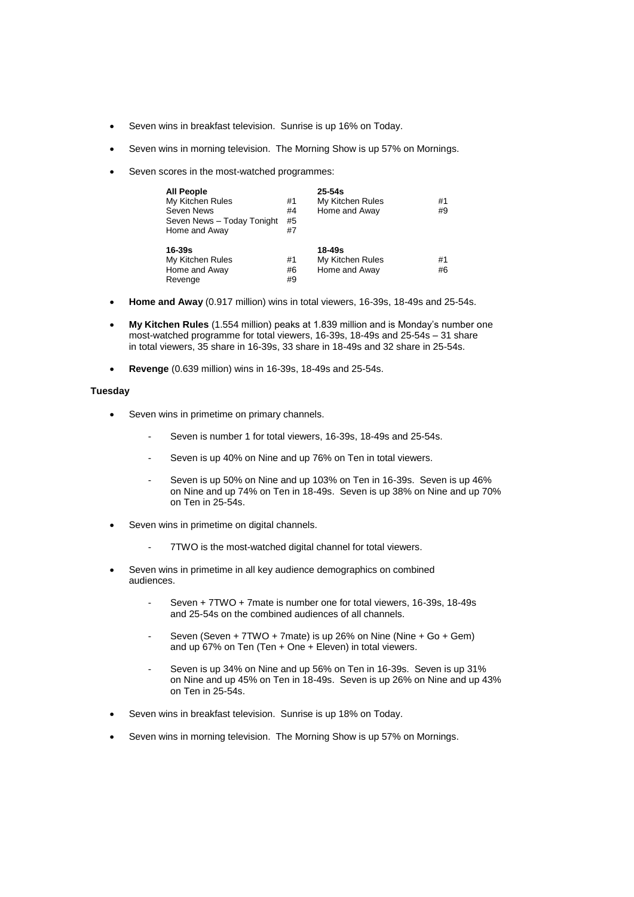- Seven wins in breakfast television. Sunrise is up 16% on Today.
- Seven wins in morning television. The Morning Show is up 57% on Mornings.
- Seven scores in the most-watched programmes:

| **All People** | | **25-54s** | |
|---|---|---|---|
| My Kitchen Rules | #1 | My Kitchen Rules | #1 |
| Seven News | #4 | Home and Away | #9 |
| Seven News – Today Tonight | #5 | | |
| Home and Away | #7 | | |
| **16-39s** | | **18-49s** | |
| My Kitchen Rules | #1 | My Kitchen Rules | #1 |
| Home and Away | #6 | Home and Away | #6 |
| Revenge | #9 | | |

- **Home and Away** (0.917 million) wins in total viewers, 16-39s, 18-49s and 25-54s.
- **My Kitchen Rules** (1.554 million) peaks at 1.839 million and is Monday's number one most-watched programme for total viewers, 16-39s, 18-49s and 25-54s – 31 share in total viewers, 35 share in 16-39s, 33 share in 18-49s and 32 share in 25-54s.
- **Revenge** (0.639 million) wins in 16-39s, 18-49s and 25-54s.

**Tuesday**

- Seven wins in primetime on primary channels.
  - Seven is number 1 for total viewers, 16-39s, 18-49s and 25-54s.
  - Seven is up 40% on Nine and up 76% on Ten in total viewers.
  - Seven is up 50% on Nine and up 103% on Ten in 16-39s. Seven is up 46% on Nine and up 74% on Ten in 18-49s. Seven is up 38% on Nine and up 70% on Ten in 25-54s.
- Seven wins in primetime on digital channels.
  - 7TWO is the most-watched digital channel for total viewers.
- Seven wins in primetime in all key audience demographics on combined audiences.
  - Seven + 7TWO + 7mate is number one for total viewers, 16-39s, 18-49s and 25-54s on the combined audiences of all channels.
  - Seven (Seven + 7TWO + 7mate) is up 26% on Nine (Nine + Go + Gem) and up 67% on Ten (Ten + One + Eleven) in total viewers.
  - Seven is up 34% on Nine and up 56% on Ten in 16-39s. Seven is up 31% on Nine and up 45% on Ten in 18-49s. Seven is up 26% on Nine and up 43% on Ten in 25-54s.
- Seven wins in breakfast television. Sunrise is up 18% on Today.
- Seven wins in morning television. The Morning Show is up 57% on Mornings.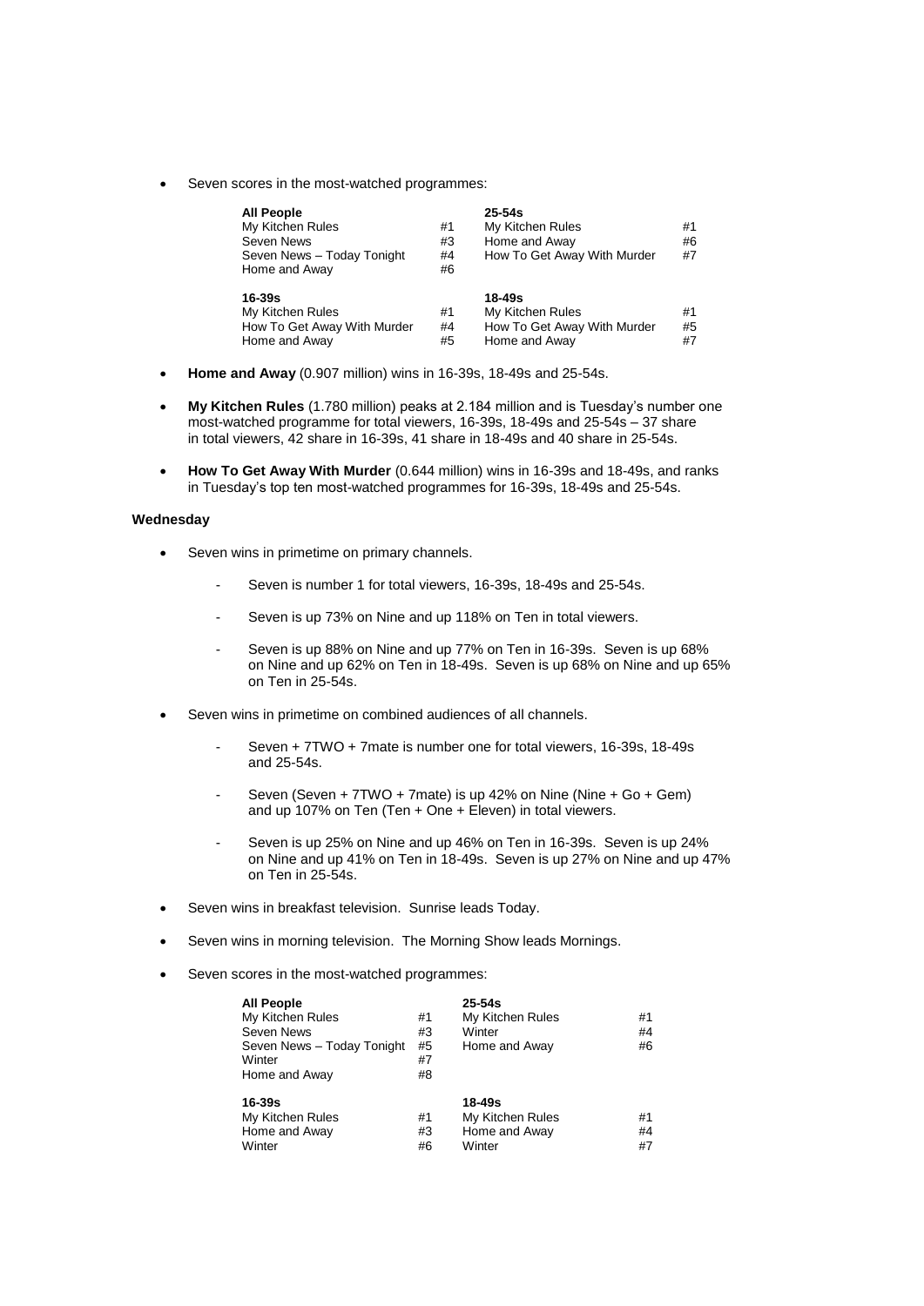- Seven scores in the most-watched programmes:

| All People | | 25-54s | |
|---|---|---|---|
| My Kitchen Rules | #1 | My Kitchen Rules | #1 |
| Seven News | #3 | Home and Away | #6 |
| Seven News – Today Tonight | #4 | How To Get Away With Murder | #7 |
| Home and Away | #6 | | |
| **16-39s** | | **18-49s** | |
| My Kitchen Rules | #1 | My Kitchen Rules | #1 |
| How To Get Away With Murder | #4 | How To Get Away With Murder | #5 |
| Home and Away | #5 | Home and Away | #7 |

- **Home and Away** (0.907 million) wins in 16-39s, 18-49s and 25-54s.

- **My Kitchen Rules** (1.780 million) peaks at 2.184 million and is Tuesday's number one most-watched programme for total viewers, 16-39s, 18-49s and 25-54s – 37 share in total viewers, 42 share in 16-39s, 41 share in 18-49s and 40 share in 25-54s.

- **How To Get Away With Murder** (0.644 million) wins in 16-39s and 18-49s, and ranks in Tuesday's top ten most-watched programmes for 16-39s, 18-49s and 25-54s.

**Wednesday**

- Seven wins in primetime on primary channels.
  - Seven is number 1 for total viewers, 16-39s, 18-49s and 25-54s.
  - Seven is up 73% on Nine and up 118% on Ten in total viewers.
  - Seven is up 88% on Nine and up 77% on Ten in 16-39s. Seven is up 68% on Nine and up 62% on Ten in 18-49s. Seven is up 68% on Nine and up 65% on Ten in 25-54s.

- Seven wins in primetime on combined audiences of all channels.
  - Seven + 7TWO + 7mate is number one for total viewers, 16-39s, 18-49s and 25-54s.
  - Seven (Seven + 7TWO + 7mate) is up 42% on Nine (Nine + Go + Gem) and up 107% on Ten (Ten + One + Eleven) in total viewers.
  - Seven is up 25% on Nine and up 46% on Ten in 16-39s. Seven is up 24% on Nine and up 41% on Ten in 18-49s. Seven is up 27% on Nine and up 47% on Ten in 25-54s.

- Seven wins in breakfast television. Sunrise leads Today.

- Seven wins in morning television. The Morning Show leads Mornings.

- Seven scores in the most-watched programmes:

| All People | | 25-54s | |
|---|---|---|---|
| My Kitchen Rules | #1 | My Kitchen Rules | #1 |
| Seven News | #3 | Winter | #4 |
| Seven News – Today Tonight | #5 | Home and Away | #6 |
| Winter | #7 | | |
| Home and Away | #8 | | |
| **16-39s** | | **18-49s** | |
| My Kitchen Rules | #1 | My Kitchen Rules | #1 |
| Home and Away | #3 | Home and Away | #4 |
| Winter | #6 | Winter | #7 |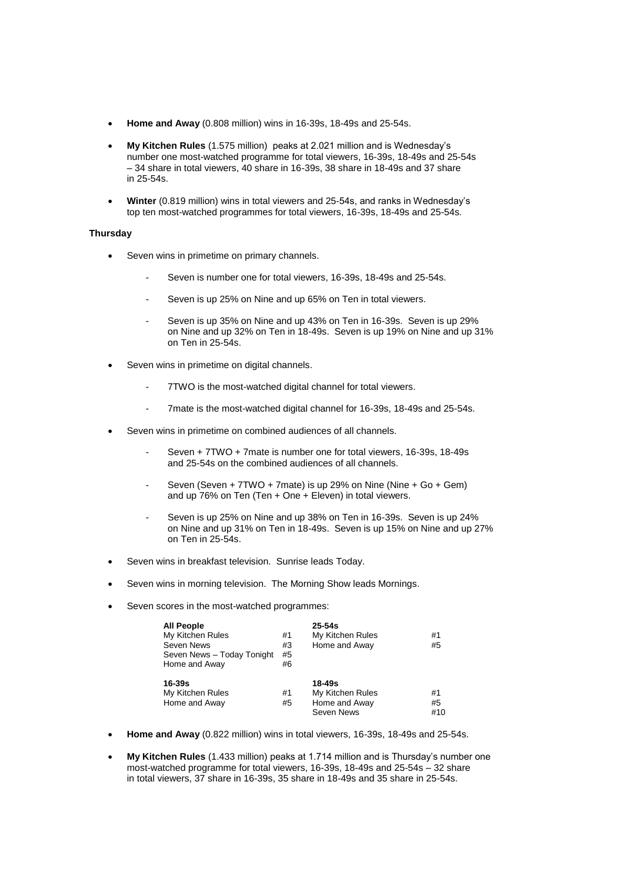- **Home and Away** (0.808 million) wins in 16-39s, 18-49s and 25-54s.

- **My Kitchen Rules** (1.575 million) peaks at 2.021 million and is Wednesday's number one most-watched programme for total viewers, 16-39s, 18-49s and 25-54s – 34 share in total viewers, 40 share in 16-39s, 38 share in 18-49s and 37 share in 25-54s.

- **Winter** (0.819 million) wins in total viewers and 25-54s, and ranks in Wednesday's top ten most-watched programmes for total viewers, 16-39s, 18-49s and 25-54s.

**Thursday**

- Seven wins in primetime on primary channels.
  - Seven is number one for total viewers, 16-39s, 18-49s and 25-54s.
  - Seven is up 25% on Nine and up 65% on Ten in total viewers.
  - Seven is up 35% on Nine and up 43% on Ten in 16-39s. Seven is up 29% on Nine and up 32% on Ten in 18-49s. Seven is up 19% on Nine and up 31% on Ten in 25-54s.

- Seven wins in primetime on digital channels.
  - 7TWO is the most-watched digital channel for total viewers.
  - 7mate is the most-watched digital channel for 16-39s, 18-49s and 25-54s.

- Seven wins in primetime on combined audiences of all channels.
  - Seven + 7TWO + 7mate is number one for total viewers, 16-39s, 18-49s and 25-54s on the combined audiences of all channels.
  - Seven (Seven + 7TWO + 7mate) is up 29% on Nine (Nine + Go + Gem) and up 76% on Ten (Ten + One + Eleven) in total viewers.
  - Seven is up 25% on Nine and up 38% on Ten in 16-39s. Seven is up 24% on Nine and up 31% on Ten in 18-49s. Seven is up 15% on Nine and up 27% on Ten in 25-54s.

- Seven wins in breakfast television. Sunrise leads Today.

- Seven wins in morning television. The Morning Show leads Mornings.

- Seven scores in the most-watched programmes:

| **All People** | | **25-54s** | |
|---|---|---|---|
| My Kitchen Rules | #1 | My Kitchen Rules | #1 |
| Seven News | #3 | Home and Away | #5 |
| Seven News – Today Tonight | #5 | | |
| Home and Away | #6 | | |
| **16-39s** | | **18-49s** | |
| My Kitchen Rules | #1 | My Kitchen Rules | #1 |
| Home and Away | #5 | Home and Away | #5 |
| | | Seven News | #10 |

- **Home and Away** (0.822 million) wins in total viewers, 16-39s, 18-49s and 25-54s.

- **My Kitchen Rules** (1.433 million) peaks at 1.714 million and is Thursday's number one most-watched programme for total viewers, 16-39s, 18-49s and 25-54s – 32 share in total viewers, 37 share in 16-39s, 35 share in 18-49s and 35 share in 25-54s.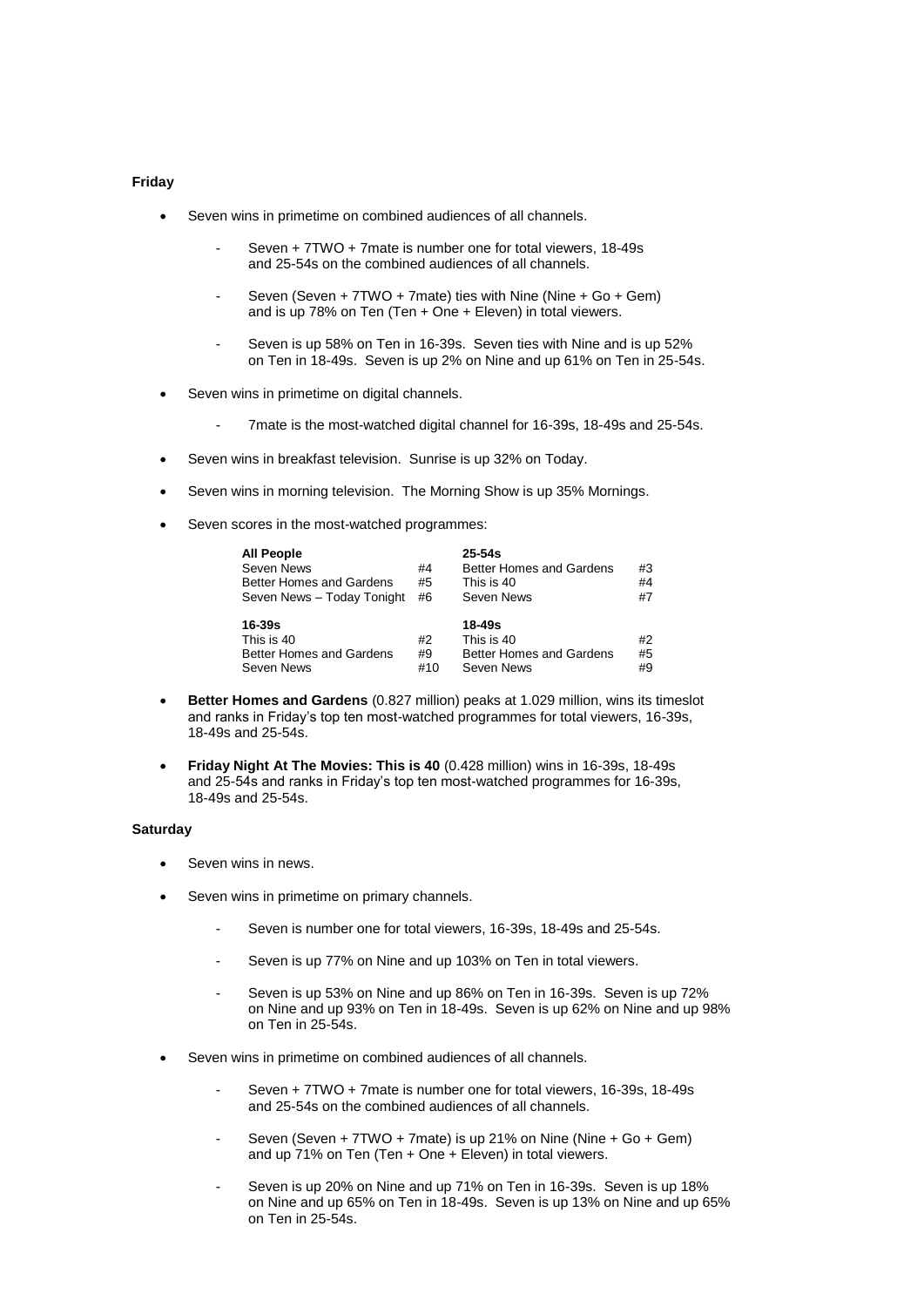**Friday**

- Seven wins in primetime on combined audiences of all channels.
  - Seven + 7TWO + 7mate is number one for total viewers, 18-49s and 25-54s on the combined audiences of all channels.
  - Seven (Seven + 7TWO + 7mate) ties with Nine (Nine + Go + Gem) and is up 78% on Ten (Ten + One + Eleven) in total viewers.
  - Seven is up 58% on Ten in 16-39s. Seven ties with Nine and is up 52% on Ten in 18-49s. Seven is up 2% on Nine and up 61% on Ten in 25-54s.
- Seven wins in primetime on digital channels.
  - 7mate is the most-watched digital channel for 16-39s, 18-49s and 25-54s.
- Seven wins in breakfast television. Sunrise is up 32% on Today.
- Seven wins in morning television. The Morning Show is up 35% Mornings.
- Seven scores in the most-watched programmes:

| **All People** | | **25-54s** | |
|---|---|---|---|
| Seven News | #4 | Better Homes and Gardens | #3 |
| Better Homes and Gardens | #5 | This is 40 | #4 |
| Seven News – Today Tonight | #6 | Seven News | #7 |
| **16-39s** | | **18-49s** | |
| This is 40 | #2 | This is 40 | #2 |
| Better Homes and Gardens | #9 | Better Homes and Gardens | #5 |
| Seven News | #10 | Seven News | #9 |

- **Better Homes and Gardens** (0.827 million) peaks at 1.029 million, wins its timeslot and ranks in Friday's top ten most-watched programmes for total viewers, 16-39s, 18-49s and 25-54s.
- **Friday Night At The Movies: This is 40** (0.428 million) wins in 16-39s, 18-49s and 25-54s and ranks in Friday's top ten most-watched programmes for 16-39s, 18-49s and 25-54s.

**Saturday**

- Seven wins in news.
- Seven wins in primetime on primary channels.
  - Seven is number one for total viewers, 16-39s, 18-49s and 25-54s.
  - Seven is up 77% on Nine and up 103% on Ten in total viewers.
  - Seven is up 53% on Nine and up 86% on Ten in 16-39s. Seven is up 72% on Nine and up 93% on Ten in 18-49s. Seven is up 62% on Nine and up 98% on Ten in 25-54s.
- Seven wins in primetime on combined audiences of all channels.
  - Seven + 7TWO + 7mate is number one for total viewers, 16-39s, 18-49s and 25-54s on the combined audiences of all channels.
  - Seven (Seven + 7TWO + 7mate) is up 21% on Nine (Nine + Go + Gem) and up 71% on Ten (Ten + One + Eleven) in total viewers.
  - Seven is up 20% on Nine and up 71% on Ten in 16-39s. Seven is up 18% on Nine and up 65% on Ten in 18-49s. Seven is up 13% on Nine and up 65% on Ten in 25-54s.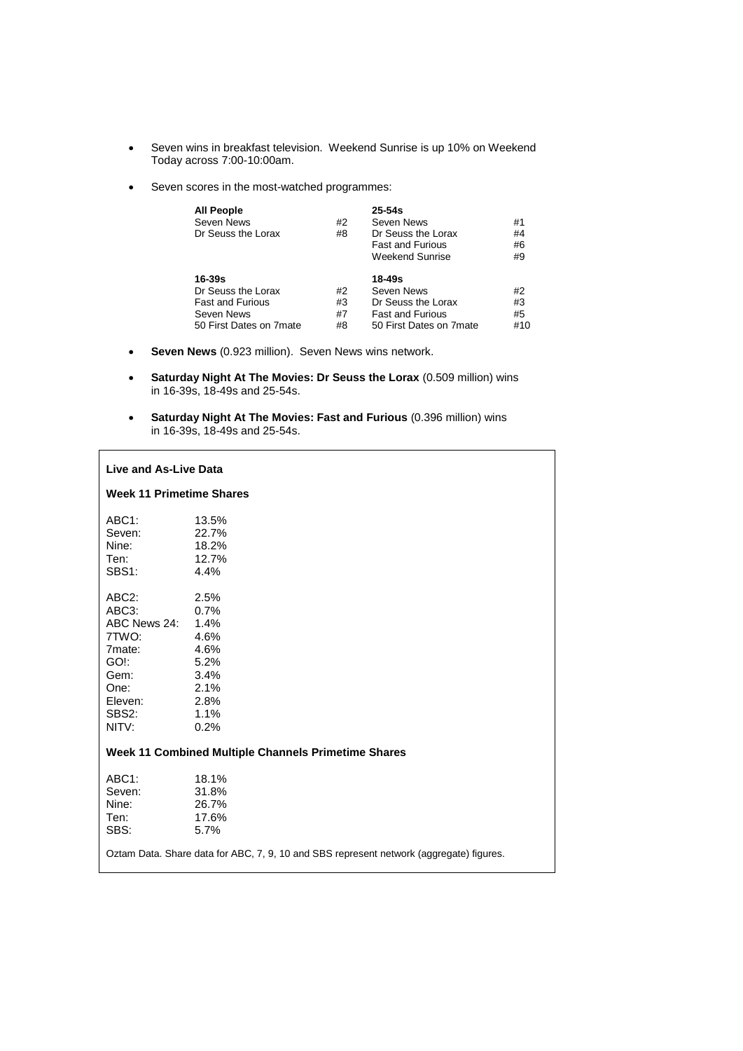- Seven wins in breakfast television. Weekend Sunrise is up 10% on Weekend Today across 7:00-10:00am.

- Seven scores in the most-watched programmes:

| **All People** | | **25-54s** | |
|---|---|---|---|
| Seven News | #2 | Seven News | #1 |
| Dr Seuss the Lorax | #8 | Dr Seuss the Lorax | #4 |
| | | Fast and Furious | #6 |
| | | Weekend Sunrise | #9 |
| **16-39s** | | **18-49s** | |
| Dr Seuss the Lorax | #2 | Seven News | #2 |
| Fast and Furious | #3 | Dr Seuss the Lorax | #3 |
| Seven News | #7 | Fast and Furious | #5 |
| 50 First Dates on 7mate | #8 | 50 First Dates on 7mate | #10 |

- **Seven News** (0.923 million). Seven News wins network.

- **Saturday Night At The Movies: Dr Seuss the Lorax** (0.509 million) wins in 16-39s, 18-49s and 25-54s.

- **Saturday Night At The Movies: Fast and Furious** (0.396 million) wins in 16-39s, 18-49s and 25-54s.

**Live and As-Live Data**

**Week 11 Primetime Shares**

| | |
|---|---|
| ABC1: | 13.5% |
| Seven: | 22.7% |
| Nine: | 18.2% |
| Ten: | 12.7% |
| SBS1: | 4.4% |
| ABC2: | 2.5% |
| ABC3: | 0.7% |
| ABC News 24: | 1.4% |
| 7TWO: | 4.6% |
| 7mate: | 4.6% |
| GO!: | 5.2% |
| Gem: | 3.4% |
| One: | 2.1% |
| Eleven: | 2.8% |
| SBS2: | 1.1% |
| NITV: | 0.2% |

**Week 11 Combined Multiple Channels Primetime Shares**

| | |
|---|---|
| ABC1: | 18.1% |
| Seven: | 31.8% |
| Nine: | 26.7% |
| Ten: | 17.6% |
| SBS: | 5.7% |

Oztam Data. Share data for ABC, 7, 9, 10 and SBS represent network (aggregate) figures.